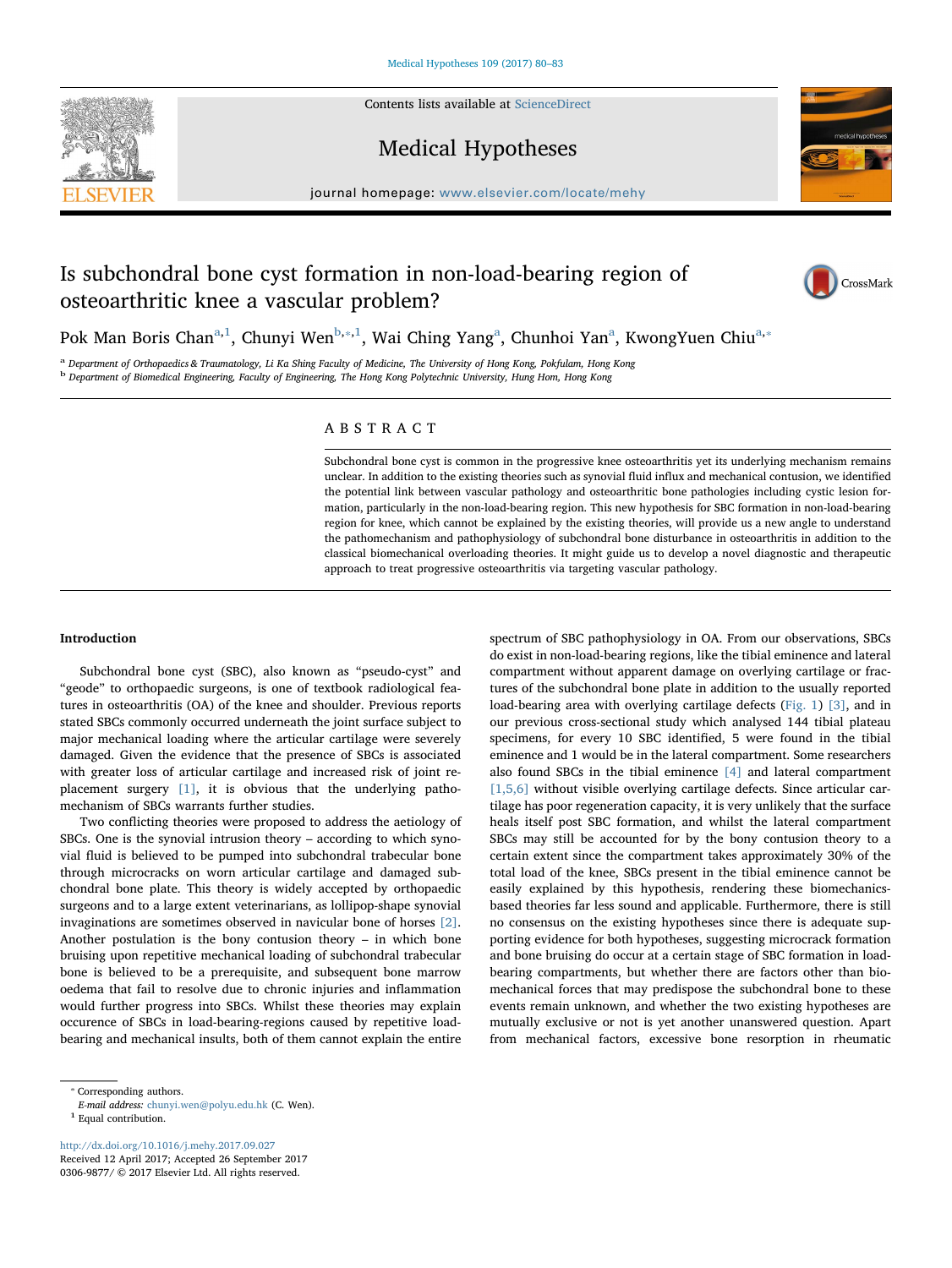# Is subchondral bone cyst formation in non-load-bearing region of osteoarthritic knee a vascular problem?

Pok Man Boris Chan[a,1], Chunyi Wen[b,*,1], Wai Ching Yang[a], Chunhoi Yan[a], KwongYuen Chiu[a,*]

[a] Department of Orthopaedics & Traumatology, Li Ka Shing Faculty of Medicine, The University of Hong Kong, Pokfulam, Hong Kong

[b] Department of Biomedical Engineering, Faculty of Engineering, The Hong Kong Polytechnic University, Hung Hom, Hong Kong

## ABSTRACT

Subchondral bone cyst is common in the progressive knee osteoarthritis yet its underlying mechanism remains unclear. In addition to the existing theories such as synovial fluid influx and mechanical contusion, we identified the potential link between vascular pathology and osteoarthritic bone pathologies including cystic lesion formation, particularly in the non-load-bearing region. This new hypothesis for SBC formation in non-load-bearing region for knee, which cannot be explained by the existing theories, will provide us a new angle to understand the pathomechanism and pathophysiology of subchondral bone disturbance in osteoarthritis in addition to the classical biomechanical overloading theories. It might guide us to develop a novel diagnostic and therapeutic approach to treat progressive osteoarthritis via targeting vascular pathology.

## Introduction

Subchondral bone cyst (SBC), also known as "pseudo-cyst" and "geode" to orthopaedic surgeons, is one of textbook radiological features in osteoarthritis (OA) of the knee and shoulder. Previous reports stated SBCs commonly occurred underneath the joint surface subject to major mechanical loading where the articular cartilage were severely damaged. Given the evidence that the presence of SBCs is associated with greater loss of articular cartilage and increased risk of joint replacement surgery [1], it is obvious that the underlying pathomechanism of SBCs warrants further studies.

Two conflicting theories were proposed to address the aetiology of SBCs. One is the synovial intrusion theory – according to which synovial fluid is believed to be pumped into subchondral trabecular bone through microcracks on worn articular cartilage and damaged subchondral bone plate. This theory is widely accepted by orthopaedic surgeons and to a large extent veterinarians, as lollipop-shape synovial invaginations are sometimes observed in navicular bone of horses [2]. Another postulation is the bony contusion theory – in which bone bruising upon repetitive mechanical loading of subchondral trabecular bone is believed to be a prerequisite, and subsequent bone marrow oedema that fail to resolve due to chronic injuries and inflammation would further progress into SBCs. Whilst these theories may explain occurence of SBCs in load-bearing-regions caused by repetitive load-bearing and mechanical insults, both of them cannot explain the entire spectrum of SBC pathophysiology in OA. From our observations, SBCs do exist in non-load-bearing regions, like the tibial eminence and lateral compartment without apparent damage on overlying cartilage or fractures of the subchondral bone plate in addition to the usually reported load-bearing area with overlying cartilage defects (Fig. 1) [3], and in our previous cross-sectional study which analysed 144 tibial plateau specimens, for every 10 SBC identified, 5 were found in the tibial eminence and 1 would be in the lateral compartment. Some researchers also found SBCs in the tibial eminence [4] and lateral compartment [1,5,6] without visible overlying cartilage defects. Since articular cartilage has poor regeneration capacity, it is very unlikely that the surface heals itself post SBC formation, and whilst the lateral compartment SBCs may still be accounted for by the bony contusion theory to a certain extent since the compartment takes approximately 30% of the total load of the knee, SBCs present in the tibial eminence cannot be easily explained by this hypothesis, rendering these biomechanics-based theories far less sound and applicable. Furthermore, there is still no consensus on the existing hypotheses since there is adequate supporting evidence for both hypotheses, suggesting microcrack formation and bone bruising do occur at a certain stage of SBC formation in load-bearing compartments, but whether there are factors other than biomechanical forces that may predispose the subchondral bone to these events remain unknown, and whether the two existing hypotheses are mutually exclusive or not is yet another unanswered question. Apart from mechanical factors, excessive bone resorption in rheumatic

* Corresponding authors.
*E-mail address:* chunyi.wen@polyu.edu.hk (C. Wen).
1 Equal contribution.

http://dx.doi.org/10.1016/j.mehy.2017.09.027
Received 12 April 2017; Accepted 26 September 2017
0306-9877/ © 2017 Elsevier Ltd. All rights reserved.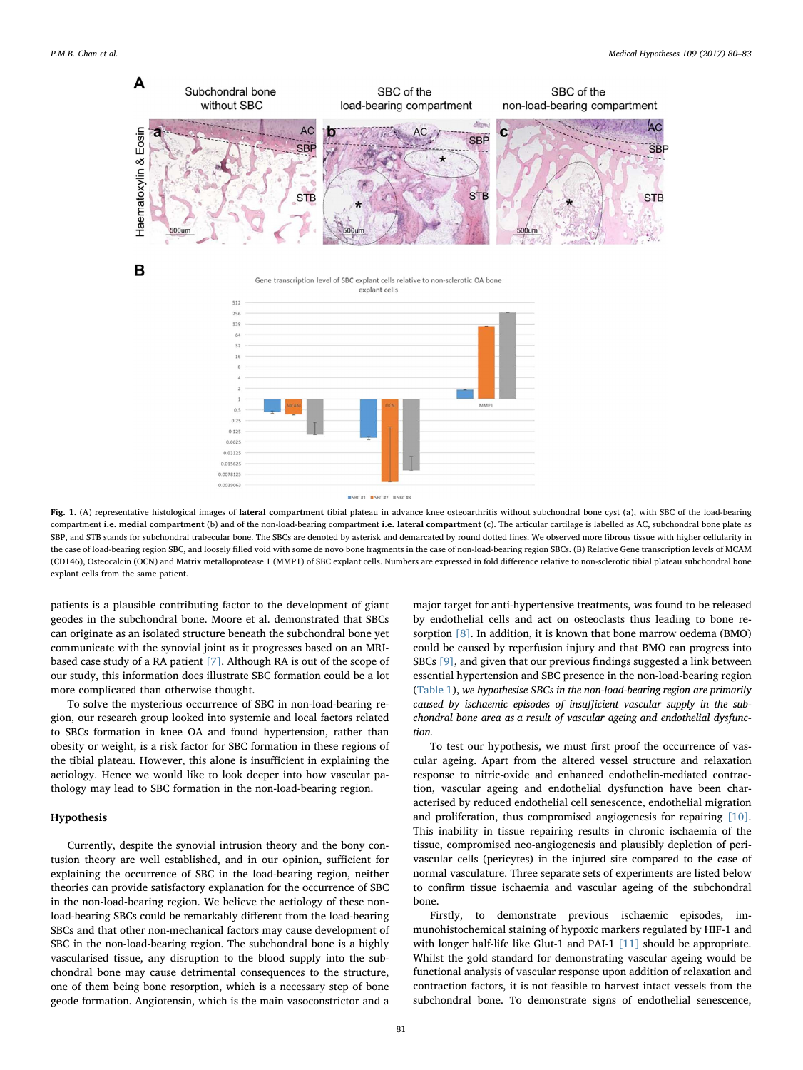A

Subchondral bone without SBC

SBC of the load-bearing compartment

SBC of the non-load-bearing compartment

Haematoxylin & Eosin

a AC SBP STB 500um

b AC SBP STB 500um

c AC SBP STB 500um

B

Gene transcription level of SBC explant cells relative to non-sclerotic OA bone explant cells

512
256
128
64
32
16
8
4
2
1
0.5
0.25
0.125
0.0625
0.03125
0.015625
0.0078125
0.0039063

MCAM
OCN
MMP1

SBC #1 SBC #2 SBC #3

**Fig. 1.** (A) representative histological images of **lateral compartment** tibial plateau in advance knee osteoarthritis without subchondral bone cyst (a), with SBC of the load-bearing compartment **i.e. medial compartment** (b) and of the non-load-bearing compartment **i.e. lateral compartment** (c). The articular cartilage is labelled as AC, subchondral bone plate as SBP, and STB stands for subchondral trabecular bone. The SBCs are denoted by asterisk and demarcated by round dotted lines. We observed more fibrous tissue with higher cellularity in the case of load-bearing region SBC, and loosely filled void with some de novo bone fragments in the case of non-load-bearing region SBCs. (B) Relative Gene transcription levels of MCAM (CD146), Osteocalcin (OCN) and Matrix metalloprotease 1 (MMP1) of SBC explant cells. Numbers are expressed in fold difference relative to non-sclerotic tibial plateau subchondral bone explant cells from the same patient.

patients is a plausible contributing factor to the development of giant geodes in the subchondral bone. Moore et al. demonstrated that SBCs can originate as an isolated structure beneath the subchondral bone yet communicate with the synovial joint as it progresses based on an MRI-based case study of a RA patient [7]. Although RA is out of the scope of our study, this information does illustrate SBC formation could be a lot more complicated than otherwise thought.

To solve the mysterious occurrence of SBC in non-load-bearing region, our research group looked into systemic and local factors related to SBCs formation in knee OA and found hypertension, rather than obesity or weight, is a risk factor for SBC formation in these regions of the tibial plateau. However, this alone is insufficient in explaining the aetiology. Hence we would like to look deeper into how vascular pathology may lead to SBC formation in the non-load-bearing region.

## Hypothesis

Currently, despite the synovial intrusion theory and the bony contusion theory are well established, and in our opinion, sufficient for explaining the occurrence of SBC in the load-bearing region, neither theories can provide satisfactory explanation for the occurrence of SBC in the non-load-bearing region. We believe the aetiology of these non-load-bearing SBCs could be remarkably different from the load-bearing SBCs and that other non-mechanical factors may cause development of SBC in the non-load-bearing region. The subchondral bone is a highly vascularised tissue, any disruption to the blood supply into the subchondral bone may cause detrimental consequences to the structure, one of them being bone resorption, which is a necessary step of bone geode formation. Angiotensin, which is the main vasoconstrictor and a major target for anti-hypertensive treatments, was found to be released by endothelial cells and act on osteoclasts thus leading to bone resorption [8]. In addition, it is known that bone marrow oedema (BMO) could be caused by reperfusion injury and that BMO can progress into SBCs [9], and given that our previous findings suggested a link between essential hypertension and SBC presence in the non-load-bearing region (Table 1), *we hypothesise SBCs in the non-load-bearing region are primarily caused by ischaemic episodes of insufficient vascular supply in the subchondral bone area as a result of vascular ageing and endothelial dysfunction.*

To test our hypothesis, we must first proof the occurrence of vascular ageing. Apart from the altered vessel structure and relaxation response to nitric-oxide and enhanced endothelin-mediated contraction, vascular ageing and endothelial dysfunction have been characterised by reduced endothelial cell senescence, endothelial migration and proliferation, thus compromised angiogenesis for repairing [10]. This inability in tissue repairing results in chronic ischaemia of the tissue, compromised neo-angiogenesis and plausibly depletion of perivascular cells (pericytes) in the injured site compared to the case of normal vasculature. Three separate sets of experiments are listed below to confirm tissue ischaemia and vascular ageing of the subchondral bone.

Firstly, to demonstrate previous ischaemic episodes, immunohistochemical staining of hypoxic markers regulated by HIF-1 and with longer half-life like Glut-1 and PAI-1 [11] should be appropriate. Whilst the gold standard for demonstrating vascular ageing would be functional analysis of vascular response upon addition of relaxation and contraction factors, it is not feasible to harvest intact vessels from the subchondral bone. To demonstrate signs of endothelial senescence,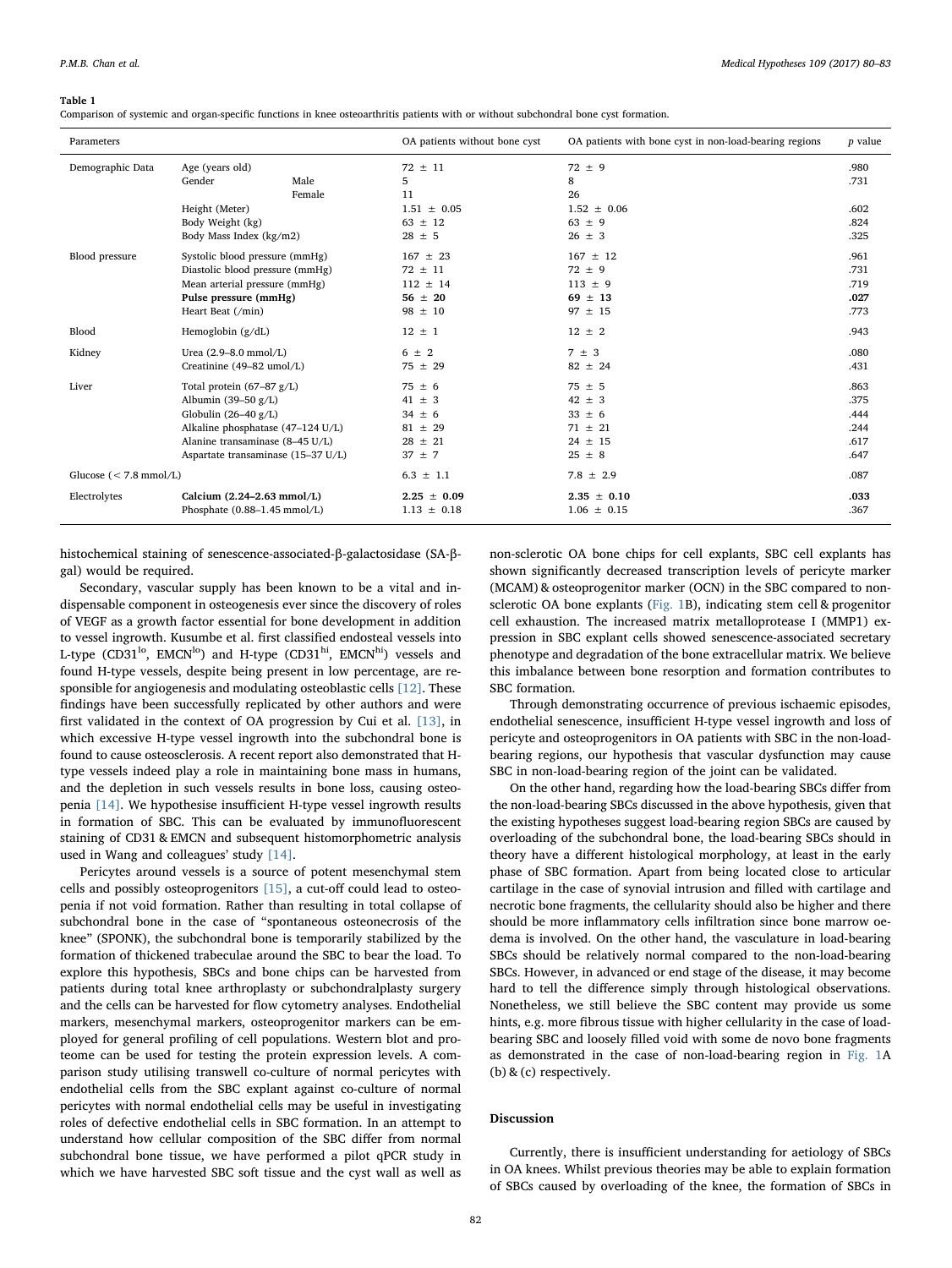**Table 1**
Comparison of systemic and organ-specific functions in knee osteoarthritis patients with or without subchondral bone cyst formation.

| Parameters | | | OA patients without bone cyst | OA patients with bone cyst in non-load-bearing regions | *p* value |
|---|---|---|---|---|---|
| Demographic Data | Age (years old) | | 72 ± 11 | 72 ± 9 | .980 |
| | Gender | Male | 5 | 8 | .731 |
| | | Female | 11 | 26 | |
| | Height (Meter) | | 1.51 ± 0.05 | 1.52 ± 0.06 | .602 |
| | Body Weight (kg) | | 63 ± 12 | 63 ± 9 | .824 |
| | Body Mass Index (kg/m2) | | 28 ± 5 | 26 ± 3 | .325 |
| Blood pressure | Systolic blood pressure (mmHg) | | 167 ± 23 | 167 ± 12 | .961 |
| | Diastolic blood pressure (mmHg) | | 72 ± 11 | 72 ± 9 | .731 |
| | Mean arterial pressure (mmHg) | | 112 ± 14 | 113 ± 9 | .719 |
| | **Pulse pressure (mmHg)** | | **56 ± 20** | **69 ± 13** | **.027** |
| | Heart Beat (/min) | | 98 ± 10 | 97 ± 15 | .773 |
| Blood | Hemoglobin (g/dL) | | 12 ± 1 | 12 ± 2 | .943 |
| Kidney | Urea (2.9–8.0 mmol/L) | | 6 ± 2 | 7 ± 3 | .080 |
| | Creatinine (49–82 umol/L) | | 75 ± 29 | 82 ± 24 | .431 |
| Liver | Total protein (67–87 g/L) | | 75 ± 6 | 75 ± 5 | .863 |
| | Albumin (39–50 g/L) | | 41 ± 3 | 42 ± 3 | .375 |
| | Globulin (26–40 g/L) | | 34 ± 6 | 33 ± 6 | .444 |
| | Alkaline phosphatase (47–124 U/L) | | 81 ± 29 | 71 ± 21 | .244 |
| | Alanine transaminase (8–45 U/L) | | 28 ± 21 | 24 ± 15 | .617 |
| | Aspartate transaminase (15–37 U/L) | | 37 ± 7 | 25 ± 8 | .647 |
| Glucose (< 7.8 mmol/L) | | | 6.3 ± 1.1 | 7.8 ± 2.9 | .087 |
| Electrolytes | **Calcium (2.24–2.63 mmol/L)** | | **2.25 ± 0.09** | **2.35 ± 0.10** | **.033** |
| | Phosphate (0.88–1.45 mmol/L) | | 1.13 ± 0.18 | 1.06 ± 0.15 | .367 |

histochemical staining of senescence-associated-β-galactosidase (SA-β-gal) would be required.

Secondary, vascular supply has been known to be a vital and indispensable component in osteogenesis ever since the discovery of roles of VEGF as a growth factor essential for bone development in addition to vessel ingrowth. Kusumbe et al. first classified endosteal vessels into L-type (CD31$^{lo}$, EMCN$^{lo}$) and H-type (CD31$^{hi}$, EMCN$^{hi}$) vessels and found H-type vessels, despite being present in low percentage, are responsible for angiogenesis and modulating osteoblastic cells [12]. These findings have been successfully replicated by other authors and were first validated in the context of OA progression by Cui et al. [13], in which excessive H-type vessel ingrowth into the subchondral bone is found to cause osteosclerosis. A recent report also demonstrated that H-type vessels indeed play a role in maintaining bone mass in humans, and the depletion in such vessels results in bone loss, causing osteopenia [14]. We hypothesise insufficient H-type vessel ingrowth results in formation of SBC. This can be evaluated by immunofluorescent staining of CD31 & EMCN and subsequent histomorphometric analysis used in Wang and colleagues' study [14].

Pericytes around vessels is a source of potent mesenchymal stem cells and possibly osteoprogenitors [15], a cut-off could lead to osteopenia if not void formation. Rather than resulting in total collapse of subchondral bone in the case of "spontaneous osteonecrosis of the knee" (SPONK), the subchondral bone is temporarily stabilized by the formation of thickened trabeculae around the SBC to bear the load. To explore this hypothesis, SBCs and bone chips can be harvested from patients during total knee arthroplasty or subchondralplasty surgery and the cells can be harvested for flow cytometry analyses. Endothelial markers, mesenchymal markers, osteoprogenitor markers can be employed for general profiling of cell populations. Western blot and proteome can be used for testing the protein expression levels. A comparison study utilising transwell co-culture of normal pericytes with endothelial cells from the SBC explant against co-culture of normal pericytes with normal endothelial cells may be useful in investigating roles of defective endothelial cells in SBC formation. In an attempt to understand how cellular composition of the SBC differ from normal subchondral bone tissue, we have performed a pilot qPCR study in which we have harvested SBC soft tissue and the cyst wall as well as non-sclerotic OA bone chips for cell explants, SBC cell explants has shown significantly decreased transcription levels of pericyte marker (MCAM) & osteoprogenitor marker (OCN) in the SBC compared to non-sclerotic OA bone explants (Fig. 1B), indicating stem cell & progenitor cell exhaustion. The increased matrix metalloprotease I (MMP1) expression in SBC explant cells showed senescence-associated secretary phenotype and degradation of the bone extracellular matrix. We believe this imbalance between bone resorption and formation contributes to SBC formation.

Through demonstrating occurrence of previous ischaemic episodes, endothelial senescence, insufficient H-type vessel ingrowth and loss of pericyte and osteoprogenitors in OA patients with SBC in the non-load-bearing regions, our hypothesis that vascular dysfunction may cause SBC in non-load-bearing region of the joint can be validated.

On the other hand, regarding how the load-bearing SBCs differ from the non-load-bearing SBCs discussed in the above hypothesis, given that the existing hypotheses suggest load-bearing region SBCs are caused by overloading of the subchondral bone, the load-bearing SBCs should in theory have a different histological morphology, at least in the early phase of SBC formation. Apart from being located close to articular cartilage in the case of synovial intrusion and filled with cartilage and necrotic bone fragments, the cellularity should also be higher and there should be more inflammatory cells infiltration since bone marrow oedema is involved. On the other hand, the vasculature in load-bearing SBCs should be relatively normal compared to the non-load-bearing SBCs. However, in advanced or end stage of the disease, it may become hard to tell the difference simply through histological observations. Nonetheless, we still believe the SBC content may provide us some hints, e.g. more fibrous tissue with higher cellularity in the case of load-bearing SBC and loosely filled void with some de novo bone fragments as demonstrated in the case of non-load-bearing region in Fig. 1A (b) & (c) respectively.

## Discussion

Currently, there is insufficient understanding for aetiology of SBCs in OA knees. Whilst previous theories may be able to explain formation of SBCs caused by overloading of the knee, the formation of SBCs in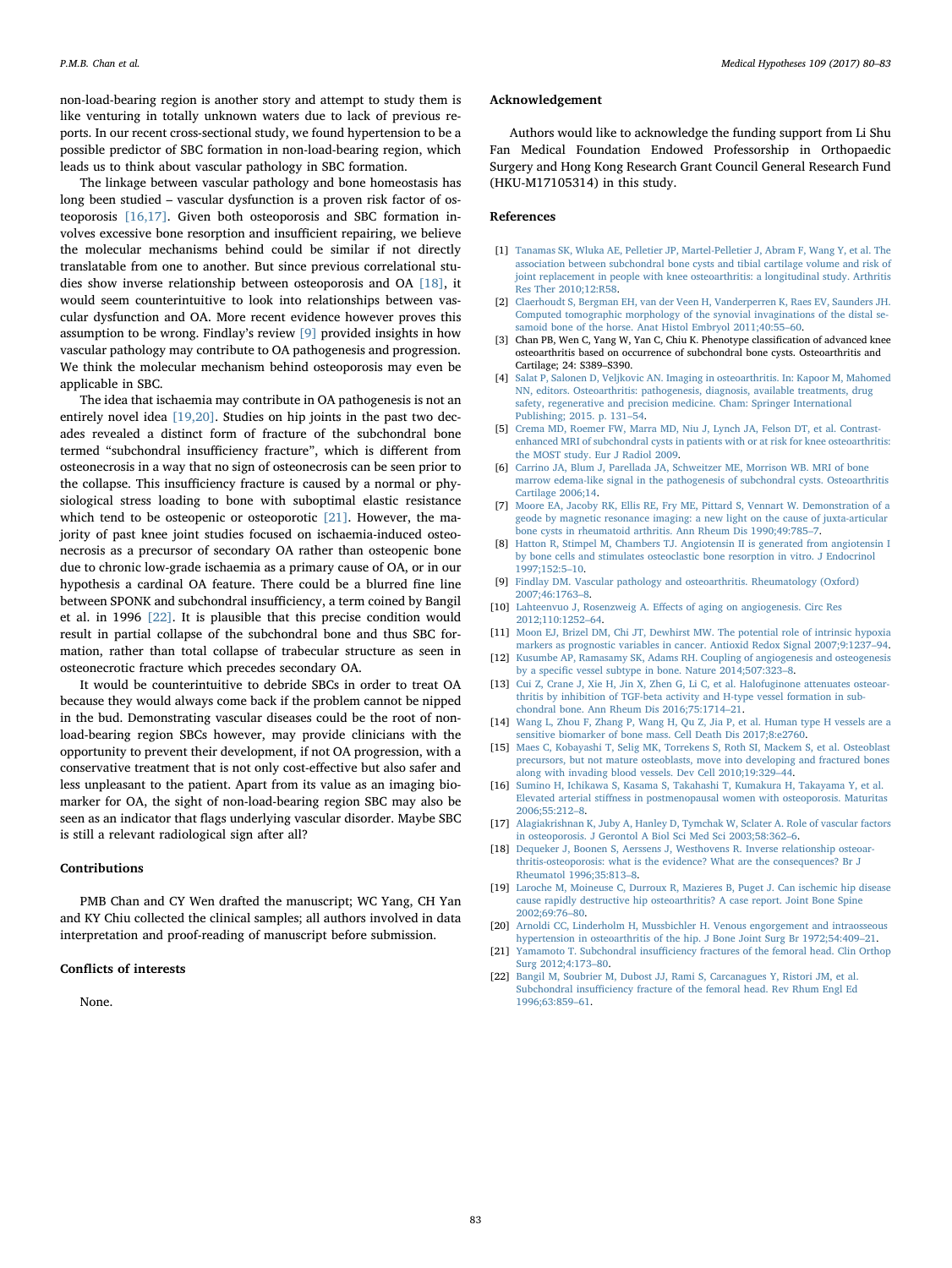non-load-bearing region is another story and attempt to study them is like venturing in totally unknown waters due to lack of previous reports. In our recent cross-sectional study, we found hypertension to be a possible predictor of SBC formation in non-load-bearing region, which leads us to think about vascular pathology in SBC formation.

The linkage between vascular pathology and bone homeostasis has long been studied – vascular dysfunction is a proven risk factor of osteoporosis [16,17]. Given both osteoporosis and SBC formation involves excessive bone resorption and insufficient repairing, we believe the molecular mechanisms behind could be similar if not directly translatable from one to another. But since previous correlational studies show inverse relationship between osteoporosis and OA [18], it would seem counterintuitive to look into relationships between vascular dysfunction and OA. More recent evidence however proves this assumption to be wrong. Findlay's review [9] provided insights in how vascular pathology may contribute to OA pathogenesis and progression. We think the molecular mechanism behind osteoporosis may even be applicable in SBC.

The idea that ischaemia may contribute in OA pathogenesis is not an entirely novel idea [19,20]. Studies on hip joints in the past two decades revealed a distinct form of fracture of the subchondral bone termed "subchondral insufficiency fracture", which is different from osteonecrosis in a way that no sign of osteonecrosis can be seen prior to the collapse. This insufficiency fracture is caused by a normal or physiological stress loading to bone with suboptimal elastic resistance which tend to be osteopenic or osteoporotic [21]. However, the majority of past knee joint studies focused on ischaemia-induced osteonecrosis as a precursor of secondary OA rather than osteopenic bone due to chronic low-grade ischaemia as a primary cause of OA, or in our hypothesis a cardinal OA feature. There could be a blurred fine line between SPONK and subchondral insufficiency, a term coined by Bangil et al. in 1996 [22]. It is plausible that this precise condition would result in partial collapse of the subchondral bone and thus SBC formation, rather than total collapse of trabecular structure as seen in osteonecrotic fracture which precedes secondary OA.

It would be counterintuitive to debride SBCs in order to treat OA because they would always come back if the problem cannot be nipped in the bud. Demonstrating vascular diseases could be the root of non-load-bearing region SBCs however, may provide clinicians with the opportunity to prevent their development, if not OA progression, with a conservative treatment that is not only cost-effective but also safer and less unpleasant to the patient. Apart from its value as an imaging biomarker for OA, the sight of non-load-bearing region SBC may also be seen as an indicator that flags underlying vascular disorder. Maybe SBC is still a relevant radiological sign after all?

## Contributions

PMB Chan and CY Wen drafted the manuscript; WC Yang, CH Yan and KY Chiu collected the clinical samples; all authors involved in data interpretation and proof-reading of manuscript before submission.

## Conflicts of interests

None.

## Acknowledgement

Authors would like to acknowledge the funding support from Li Shu Fan Medical Foundation Endowed Professorship in Orthopaedic Surgery and Hong Kong Research Grant Council General Research Fund (HKU-M17105314) in this study.

## References

[1] Tanamas SK, Wluka AE, Pelletier JP, Martel-Pelletier J, Abram F, Wang Y, et al. The association between subchondral bone cysts and tibial cartilage volume and risk of joint replacement in people with knee osteoarthritis: a longitudinal study. Arthritis Res Ther 2010;12:R58.

[2] Claerhoudt S, Bergman EH, van der Veen H, Vanderperren K, Raes EV, Saunders JH. Computed tomographic morphology of the synovial invaginations of the distal sesamoid bone of the horse. Anat Histol Embryol 2011;40:55–60.

[3] Chan PB, Wen C, Yang W, Yan C, Chiu K. Phenotype classification of advanced knee osteoarthritis based on occurrence of subchondral bone cysts. Osteoarthritis and Cartilage; 24: S389–S390.

[4] Salat P, Salonen D, Veljkovic AN. Imaging in osteoarthritis. In: Kapoor M, Mahomed NN, editors. Osteoarthritis: pathogenesis, diagnosis, available treatments, drug safety, regenerative and precision medicine. Cham: Springer International Publishing; 2015. p. 131–54.

[5] Crema MD, Roemer FW, Marra MD, Niu J, Lynch JA, Felson DT, et al. Contrast-enhanced MRI of subchondral cysts in patients with or at risk for knee osteoarthritis: the MOST study. Eur J Radiol 2009.

[6] Carrino JA, Blum J, Parellada JA, Schweitzer ME, Morrison WB. MRI of bone marrow edema-like signal in the pathogenesis of subchondral cysts. Osteoarthritis Cartilage 2006;14.

[7] Moore EA, Jacoby RK, Ellis RE, Fry ME, Pittard S, Vennart W. Demonstration of a geode by magnetic resonance imaging: a new light on the cause of juxta-articular bone cysts in rheumatoid arthritis. Ann Rheum Dis 1990;49:785–7.

[8] Hatton R, Stimpel M, Chambers TJ. Angiotensin II is generated from angiotensin I by bone cells and stimulates osteoclastic bone resorption in vitro. J Endocrinol 1997;152:5–10.

[9] Findlay DM. Vascular pathology and osteoarthritis. Rheumatology (Oxford) 2007;46:1763–8.

[10] Lahteenvuo J, Rosenzweig A. Effects of aging on angiogenesis. Circ Res 2012;110:1252–64.

[11] Moon EJ, Brizel DM, Chi JT, Dewhirst MW. The potential role of intrinsic hypoxia markers as prognostic variables in cancer. Antioxid Redox Signal 2007;9:1237–94.

[12] Kusumbe AP, Ramasamy SK, Adams RH. Coupling of angiogenesis and osteogenesis by a specific vessel subtype in bone. Nature 2014;507:323–8.

[13] Cui Z, Crane J, Xie H, Jin X, Zhen G, Li C, et al. Halofuginone attenuates osteoarthritis by inhibition of TGF-beta activity and H-type vessel formation in subchondral bone. Ann Rheum Dis 2016;75:1714–21.

[14] Wang L, Zhou F, Zhang P, Wang H, Qu Z, Jia P, et al. Human type H vessels are a sensitive biomarker of bone mass. Cell Death Dis 2017;8:e2760.

[15] Maes C, Kobayashi T, Selig MK, Torrekens S, Roth SI, Mackem S, et al. Osteoblast precursors, but not mature osteoblasts, move into developing and fractured bones along with invading blood vessels. Dev Cell 2010;19:329–44.

[16] Sumino H, Ichikawa S, Kasama S, Takahashi T, Kumakura H, Takayama Y, et al. Elevated arterial stiffness in postmenopausal women with osteoporosis. Maturitas 2006;55:212–8.

[17] Alagiakrishnan K, Juby A, Hanley D, Tymchak W, Sclater A. Role of vascular factors in osteoporosis. J Gerontol A Biol Sci Med Sci 2003;58:362–6.

[18] Dequeker J, Boonen S, Aerssens J, Westhovens R. Inverse relationship osteoarthritis-osteoporosis: what is the evidence? What are the consequences? Br J Rheumatol 1996;35:813–8.

[19] Laroche M, Moineuse C, Durroux R, Mazieres B, Puget J. Can ischemic hip disease cause rapidly destructive hip osteoarthritis? A case report. Joint Bone Spine 2002;69:76–80.

[20] Arnoldi CC, Linderholm H, Mussbichler H. Venous engorgement and intraosseous hypertension in osteoarthritis of the hip. J Bone Joint Surg Br 1972;54:409–21.

[21] Yamamoto T. Subchondral insufficiency fractures of the femoral head. Clin Orthop Surg 2012;4:173–80.

[22] Bangil M, Soubrier M, Dubost JJ, Rami S, Carcanagues Y, Ristori JM, et al. Subchondral insufficiency fracture of the femoral head. Rev Rhum Engl Ed 1996;63:859–61.